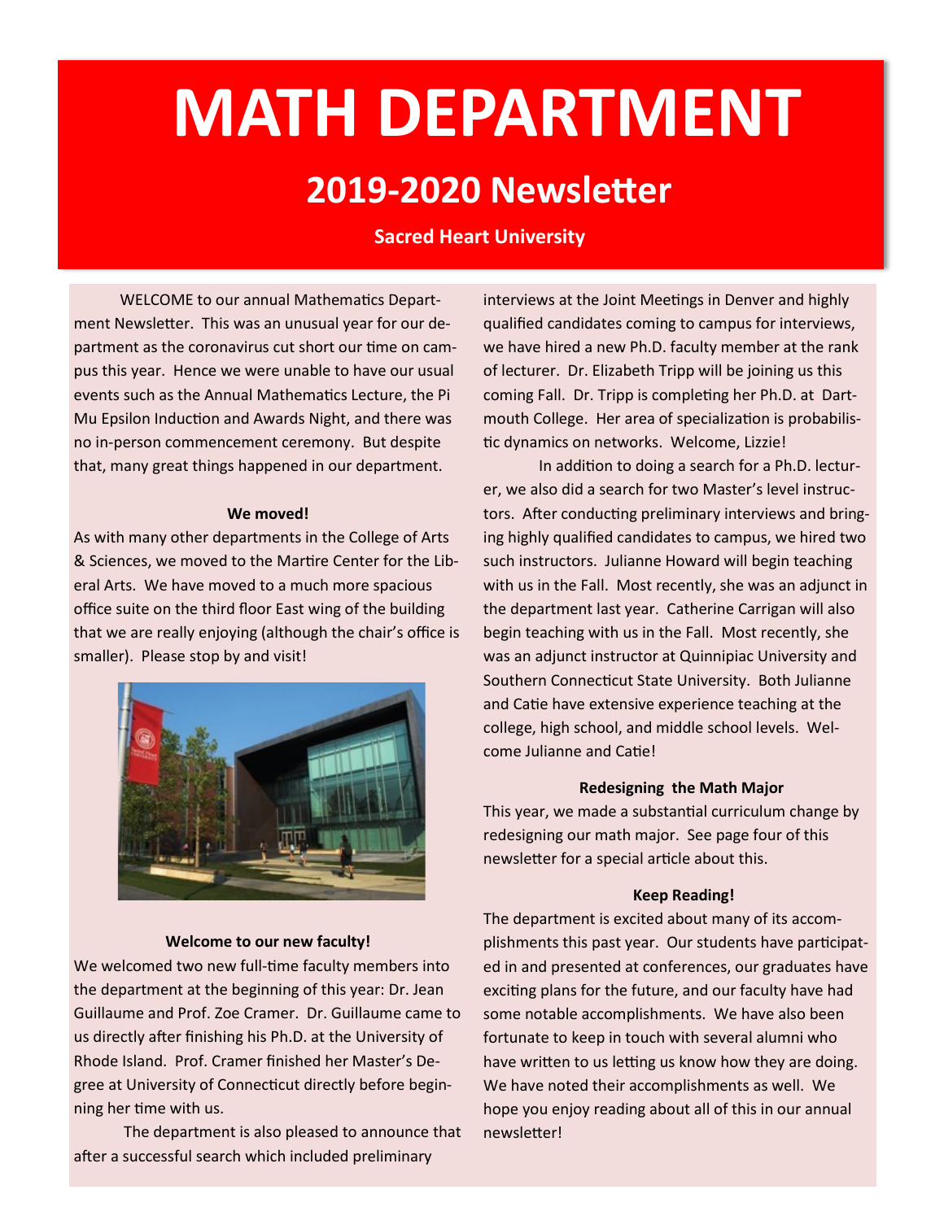# MATH DEPARTMENT

## 2019-2020 Newsletter

**Sacred Heart University**

WELCOME to our annual Mathematics Department Newsletter. This was an unusual year for our department as the coronavirus cut short our time on campus this year. Hence we were unable to have our usual events such as the Annual Mathematics Lecture, the Pi Mu Epsilon Induction and Awards Night, and there was no in-person commencement ceremony. But despite that, many great things happened in our department.

**We moved!**

As with many other departments in the College of Arts & Sciences, we moved to the Martire Center for the Liberal Arts. We have moved to a much more spacious office suite on the third floor East wing of the building that we are really enjoying (although the chair's office is smaller). Please stop by and visit!

**Welcome to our new faculty!**

We welcomed two new full-time faculty members into the department at the beginning of this year: Dr. Jean Guillaume and Prof. Zoe Cramer. Dr. Guillaume came to us directly after finishing his Ph.D. at the University of Rhode Island. Prof. Cramer finished her Master's Degree at University of Connecticut directly before beginning her time with us.

The department is also pleased to announce that after a successful search which included preliminary interviews at the Joint Meetings in Denver and highly qualified candidates coming to campus for interviews, we have hired a new Ph.D. faculty member at the rank of lecturer. Dr. Elizabeth Tripp will be joining us this coming Fall. Dr. Tripp is completing her Ph.D. at Dartmouth College. Her area of specialization is probabilistic dynamics on networks. Welcome, Lizzie!

In addition to doing a search for a Ph.D. lecturer, we also did a search for two Master's level instructors. After conducting preliminary interviews and bringing highly qualified candidates to campus, we hired two such instructors. Julianne Howard will begin teaching with us in the Fall. Most recently, she was an adjunct in the department last year. Catherine Carrigan will also begin teaching with us in the Fall. Most recently, she was an adjunct instructor at Quinnipiac University and Southern Connecticut State University. Both Julianne and Catie have extensive experience teaching at the college, high school, and middle school levels. Welcome Julianne and Catie!

**Redesigning the Math Major**

This year, we made a substantial curriculum change by redesigning our math major. See page four of this newsletter for a special article about this.

**Keep Reading!**

The department is excited about many of its accomplishments this past year. Our students have participated in and presented at conferences, our graduates have exciting plans for the future, and our faculty have had some notable accomplishments. We have also been fortunate to keep in touch with several alumni who have written to us letting us know how they are doing. We have noted their accomplishments as well. We hope you enjoy reading about all of this in our annual newsletter!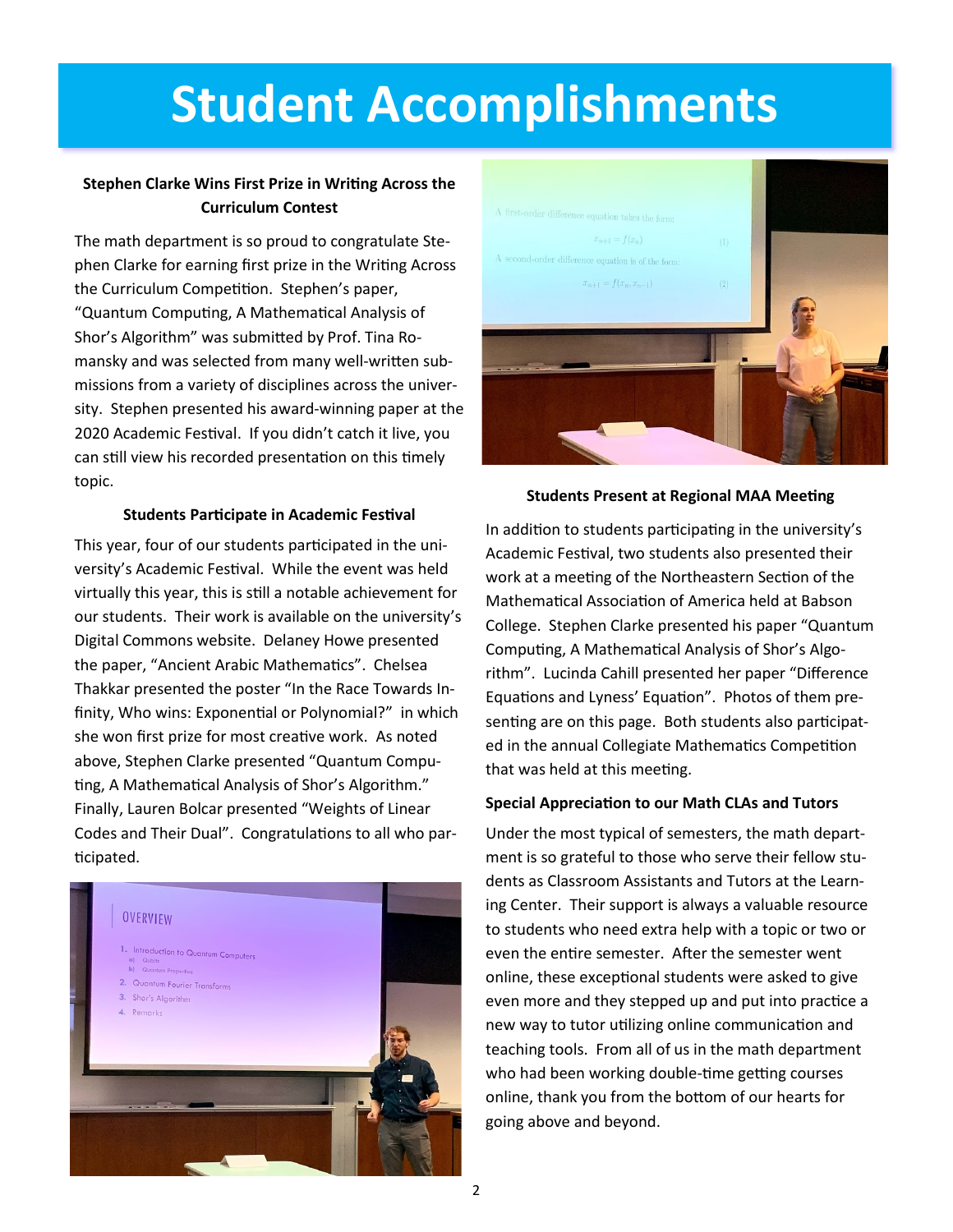# Student Accomplishments

**Stephen Clarke Wins First Prize in Writing Across the Curriculum Contest**

The math department is so proud to congratulate Stephen Clarke for earning first prize in the Writing Across the Curriculum Competition. Stephen's paper, "Quantum Computing, A Mathematical Analysis of Shor's Algorithm" was submitted by Prof. Tina Romansky and was selected from many well-written submissions from a variety of disciplines across the university. Stephen presented his award-winning paper at the 2020 Academic Festival. If you didn't catch it live, you can still view his recorded presentation on this timely topic.

**Students Participate in Academic Festival**

This year, four of our students participated in the university's Academic Festival. While the event was held virtually this year, this is still a notable achievement for our students. Their work is available on the university's Digital Commons website. Delaney Howe presented the paper, "Ancient Arabic Mathematics". Chelsea Thakkar presented the poster "In the Race Towards Infinity, Who wins: Exponential or Polynomial?" in which she won first prize for most creative work. As noted above, Stephen Clarke presented "Quantum Computing, A Mathematical Analysis of Shor's Algorithm." Finally, Lauren Bolcar presented "Weights of Linear Codes and Their Dual". Congratulations to all who participated.

**Students Present at Regional MAA Meeting**

In addition to students participating in the university's Academic Festival, two students also presented their work at a meeting of the Northeastern Section of the Mathematical Association of America held at Babson College. Stephen Clarke presented his paper "Quantum Computing, A Mathematical Analysis of Shor's Algorithm". Lucinda Cahill presented her paper "Difference Equations and Lyness' Equation". Photos of them presenting are on this page. Both students also participated in the annual Collegiate Mathematics Competition that was held at this meeting.

**Special Appreciation to our Math CLAs and Tutors**

Under the most typical of semesters, the math department is so grateful to those who serve their fellow students as Classroom Assistants and Tutors at the Learning Center. Their support is always a valuable resource to students who need extra help with a topic or two or even the entire semester. After the semester went online, these exceptional students were asked to give even more and they stepped up and put into practice a new way to tutor utilizing online communication and teaching tools. From all of us in the math department who had been working double-time getting courses online, thank you from the bottom of our hearts for going above and beyond.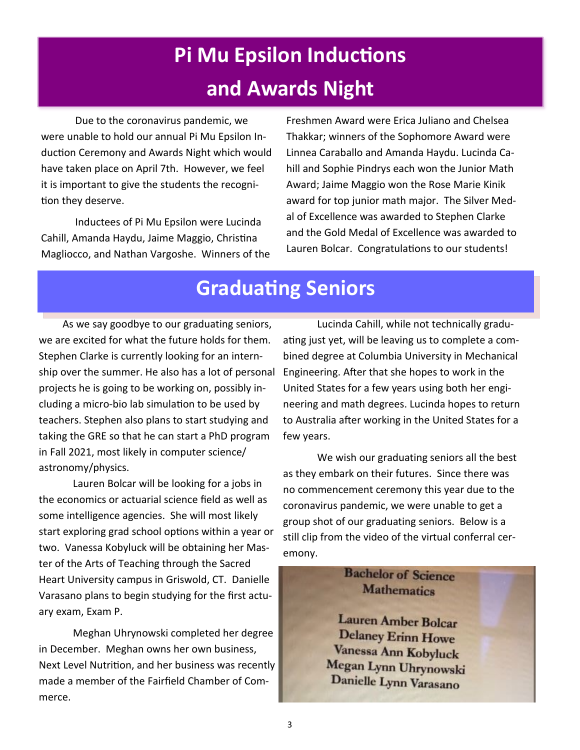# Pi Mu Epsilon Inductions and Awards Night

Due to the coronavirus pandemic, we were unable to hold our annual Pi Mu Epsilon Induction Ceremony and Awards Night which would have taken place on April 7th. However, we feel it is important to give the students the recognition they deserve.

Inductees of Pi Mu Epsilon were Lucinda Cahill, Amanda Haydu, Jaime Maggio, Christina Magliocco, and Nathan Vargoshe. Winners of the Freshmen Award were Erica Juliano and Chelsea Thakkar; winners of the Sophomore Award were Linnea Caraballo and Amanda Haydu. Lucinda Cahill and Sophie Pindrys each won the Junior Math Award; Jaime Maggio won the Rose Marie Kinik award for top junior math major. The Silver Medal of Excellence was awarded to Stephen Clarke and the Gold Medal of Excellence was awarded to Lauren Bolcar. Congratulations to our students!

# Graduating Seniors

As we say goodbye to our graduating seniors, we are excited for what the future holds for them. Stephen Clarke is currently looking for an internship over the summer. He also has a lot of personal projects he is going to be working on, possibly including a micro-bio lab simulation to be used by teachers. Stephen also plans to start studying and taking the GRE so that he can start a PhD program in Fall 2021, most likely in computer science/ astronomy/physics.

Lauren Bolcar will be looking for a jobs in the economics or actuarial science field as well as some intelligence agencies. She will most likely start exploring grad school options within a year or two. Vanessa Kobyluck will be obtaining her Master of the Arts of Teaching through the Sacred Heart University campus in Griswold, CT. Danielle Varasano plans to begin studying for the first actuary exam, Exam P.

Meghan Uhrynowski completed her degree in December. Meghan owns her own business, Next Level Nutrition, and her business was recently made a member of the Fairfield Chamber of Commerce.

Lucinda Cahill, while not technically graduating just yet, will be leaving us to complete a combined degree at Columbia University in Mechanical Engineering. After that she hopes to work in the United States for a few years using both her engineering and math degrees. Lucinda hopes to return to Australia after working in the United States for a few years.

We wish our graduating seniors all the best as they embark on their futures. Since there was no commencement ceremony this year due to the coronavirus pandemic, we were unable to get a group shot of our graduating seniors. Below is a still clip from the video of the virtual conferral ceremony.

**Bachelor of Science**
**Mathematics**

Lauren Amber Bolcar
Delaney Erinn Howe
Vanessa Ann Kobyluck
Megan Lynn Uhrynowski
Danielle Lynn Varasano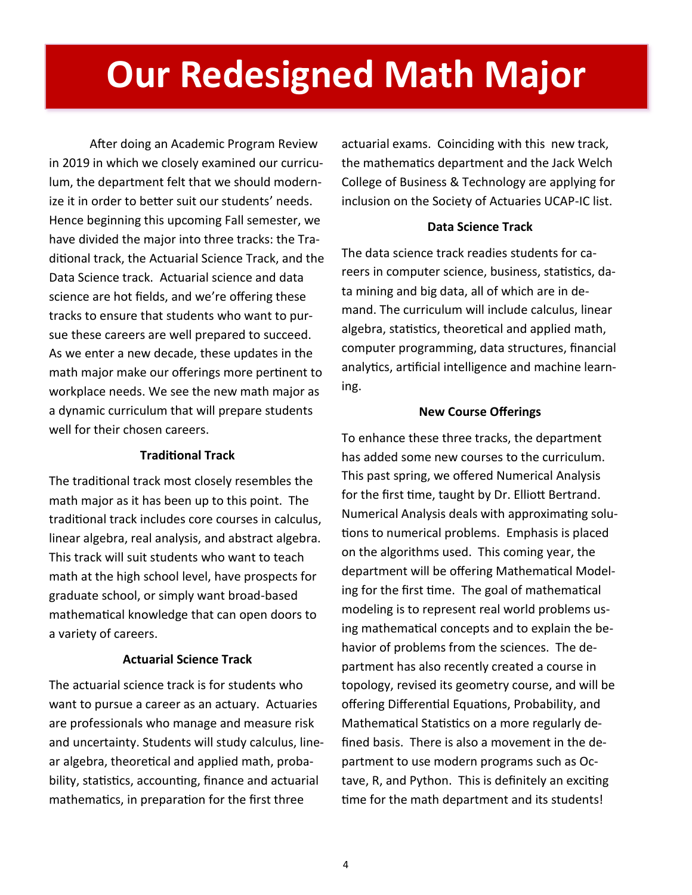# Our Redesigned Math Major

After doing an Academic Program Review in 2019 in which we closely examined our curriculum, the department felt that we should modernize it in order to better suit our students' needs. Hence beginning this upcoming Fall semester, we have divided the major into three tracks: the Traditional track, the Actuarial Science Track, and the Data Science track. Actuarial science and data science are hot fields, and we're offering these tracks to ensure that students who want to pursue these careers are well prepared to succeed. As we enter a new decade, these updates in the math major make our offerings more pertinent to workplace needs. We see the new math major as a dynamic curriculum that will prepare students well for their chosen careers.

**Traditional Track**

The traditional track most closely resembles the math major as it has been up to this point. The traditional track includes core courses in calculus, linear algebra, real analysis, and abstract algebra. This track will suit students who want to teach math at the high school level, have prospects for graduate school, or simply want broad-based mathematical knowledge that can open doors to a variety of careers.

**Actuarial Science Track**

The actuarial science track is for students who want to pursue a career as an actuary. Actuaries are professionals who manage and measure risk and uncertainty. Students will study calculus, linear algebra, theoretical and applied math, probability, statistics, accounting, finance and actuarial mathematics, in preparation for the first three actuarial exams. Coinciding with this new track, the mathematics department and the Jack Welch College of Business & Technology are applying for inclusion on the Society of Actuaries UCAP-IC list.

**Data Science Track**

The data science track readies students for careers in computer science, business, statistics, data mining and big data, all of which are in demand. The curriculum will include calculus, linear algebra, statistics, theoretical and applied math, computer programming, data structures, financial analytics, artificial intelligence and machine learning.

**New Course Offerings**

To enhance these three tracks, the department has added some new courses to the curriculum. This past spring, we offered Numerical Analysis for the first time, taught by Dr. Elliott Bertrand. Numerical Analysis deals with approximating solutions to numerical problems. Emphasis is placed on the algorithms used. This coming year, the department will be offering Mathematical Modeling for the first time. The goal of mathematical modeling is to represent real world problems using mathematical concepts and to explain the behavior of problems from the sciences. The department has also recently created a course in topology, revised its geometry course, and will be offering Differential Equations, Probability, and Mathematical Statistics on a more regularly defined basis. There is also a movement in the department to use modern programs such as Octave, R, and Python. This is definitely an exciting time for the math department and its students!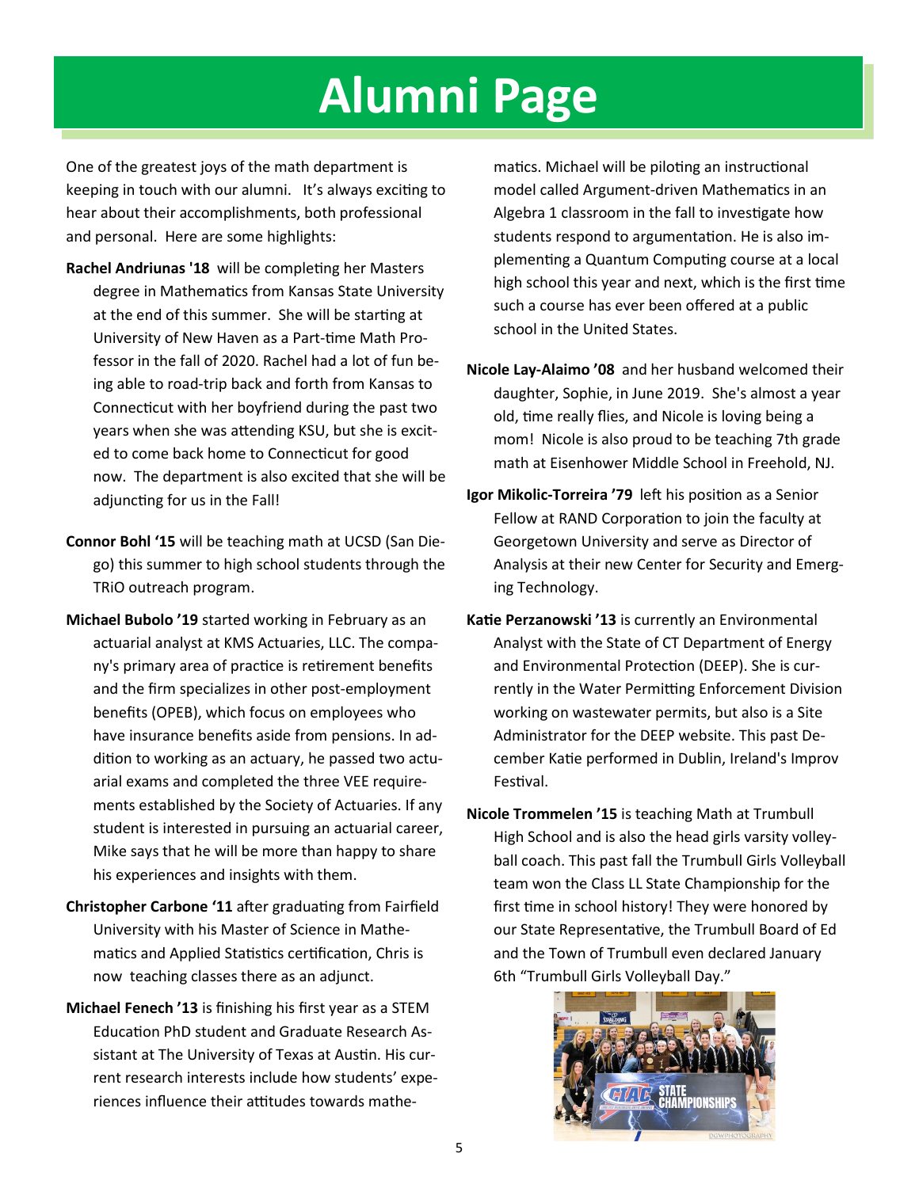# Alumni Page

One of the greatest joys of the math department is keeping in touch with our alumni. It's always exciting to hear about their accomplishments, both professional and personal. Here are some highlights:

**Rachel Andriunas '18** will be completing her Masters degree in Mathematics from Kansas State University at the end of this summer. She will be starting at University of New Haven as a Part-time Math Professor in the fall of 2020. Rachel had a lot of fun being able to road-trip back and forth from Kansas to Connecticut with her boyfriend during the past two years when she was attending KSU, but she is excited to come back home to Connecticut for good now. The department is also excited that she will be adjuncting for us in the Fall!

**Connor Bohl '15** will be teaching math at UCSD (San Diego) this summer to high school students through the TRiO outreach program.

**Michael Bubolo '19** started working in February as an actuarial analyst at KMS Actuaries, LLC. The company's primary area of practice is retirement benefits and the firm specializes in other post-employment benefits (OPEB), which focus on employees who have insurance benefits aside from pensions. In addition to working as an actuary, he passed two actuarial exams and completed the three VEE requirements established by the Society of Actuaries. If any student is interested in pursuing an actuarial career, Mike says that he will be more than happy to share his experiences and insights with them.

**Christopher Carbone '11** after graduating from Fairfield University with his Master of Science in Mathematics and Applied Statistics certification, Chris is now teaching classes there as an adjunct.

**Michael Fenech '13** is finishing his first year as a STEM Education PhD student and Graduate Research Assistant at The University of Texas at Austin. His current research interests include how students' experiences influence their attitudes towards mathematics. Michael will be piloting an instructional model called Argument-driven Mathematics in an Algebra 1 classroom in the fall to investigate how students respond to argumentation. He is also implementing a Quantum Computing course at a local high school this year and next, which is the first time such a course has ever been offered at a public school in the United States.

**Nicole Lay-Alaimo '08** and her husband welcomed their daughter, Sophie, in June 2019. She's almost a year old, time really flies, and Nicole is loving being a mom! Nicole is also proud to be teaching 7th grade math at Eisenhower Middle School in Freehold, NJ.

**Igor Mikolic-Torreira '79** left his position as a Senior Fellow at RAND Corporation to join the faculty at Georgetown University and serve as Director of Analysis at their new Center for Security and Emerging Technology.

**Katie Perzanowski '13** is currently an Environmental Analyst with the State of CT Department of Energy and Environmental Protection (DEEP). She is currently in the Water Permitting Enforcement Division working on wastewater permits, but also is a Site Administrator for the DEEP website. This past December Katie performed in Dublin, Ireland's Improv Festival.

**Nicole Trommelen '15** is teaching Math at Trumbull High School and is also the head girls varsity volleyball coach. This past fall the Trumbull Girls Volleyball team won the Class LL State Championship for the first time in school history! They were honored by our State Representative, the Trumbull Board of Ed and the Town of Trumbull even declared January 6th "Trumbull Girls Volleyball Day."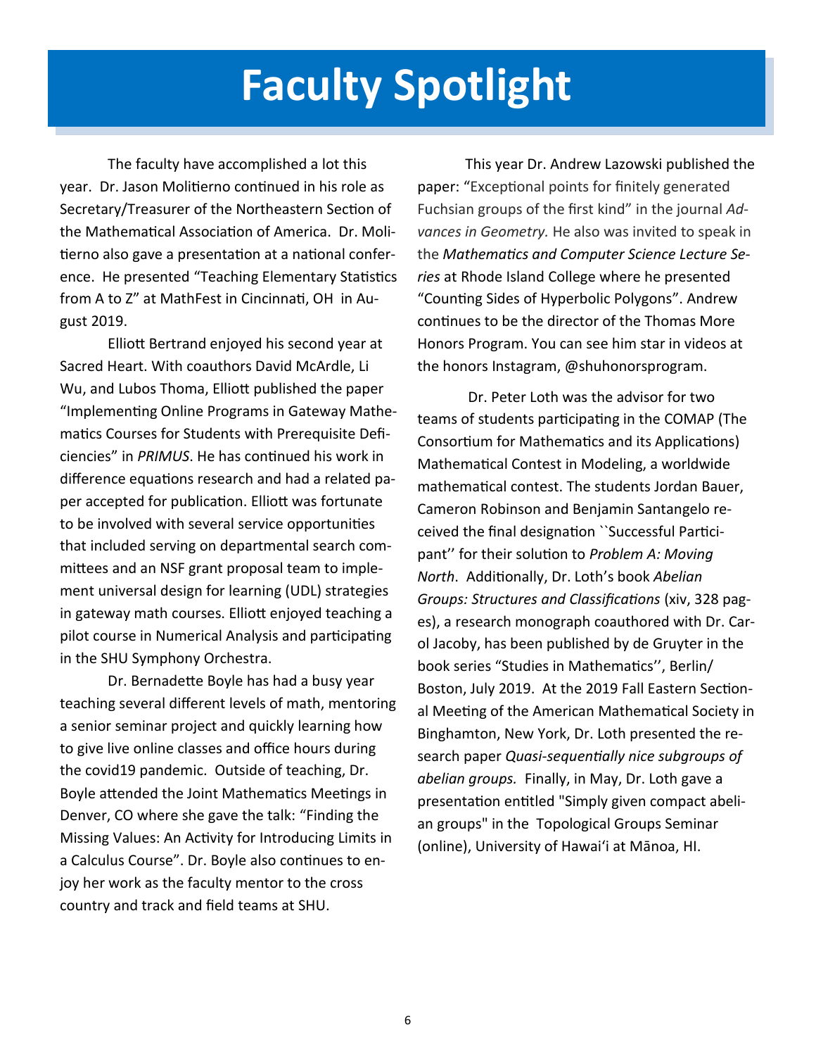# Faculty Spotlight

The faculty have accomplished a lot this year. Dr. Jason Molitierno continued in his role as Secretary/Treasurer of the Northeastern Section of the Mathematical Association of America. Dr. Molitierno also gave a presentation at a national conference. He presented "Teaching Elementary Statistics from A to Z" at MathFest in Cincinnati, OH in August 2019.

Elliott Bertrand enjoyed his second year at Sacred Heart. With coauthors David McArdle, Li Wu, and Lubos Thoma, Elliott published the paper "Implementing Online Programs in Gateway Mathematics Courses for Students with Prerequisite Deficiencies" in *PRIMUS*. He has continued his work in difference equations research and had a related paper accepted for publication. Elliott was fortunate to be involved with several service opportunities that included serving on departmental search committees and an NSF grant proposal team to implement universal design for learning (UDL) strategies in gateway math courses. Elliott enjoyed teaching a pilot course in Numerical Analysis and participating in the SHU Symphony Orchestra.

Dr. Bernadette Boyle has had a busy year teaching several different levels of math, mentoring a senior seminar project and quickly learning how to give live online classes and office hours during the covid19 pandemic. Outside of teaching, Dr. Boyle attended the Joint Mathematics Meetings in Denver, CO where she gave the talk: "Finding the Missing Values: An Activity for Introducing Limits in a Calculus Course". Dr. Boyle also continues to enjoy her work as the faculty mentor to the cross country and track and field teams at SHU.

This year Dr. Andrew Lazowski published the paper: "Exceptional points for finitely generated Fuchsian groups of the first kind" in the journal *Advances in Geometry.* He also was invited to speak in the *Mathematics and Computer Science Lecture Series* at Rhode Island College where he presented "Counting Sides of Hyperbolic Polygons". Andrew continues to be the director of the Thomas More Honors Program. You can see him star in videos at the honors Instagram, @shuhonorsprogram.

Dr. Peter Loth was the advisor for two teams of students participating in the COMAP (The Consortium for Mathematics and its Applications) Mathematical Contest in Modeling, a worldwide mathematical contest. The students Jordan Bauer, Cameron Robinson and Benjamin Santangelo received the final designation ``Successful Participant'' for their solution to *Problem A: Moving North*. Additionally, Dr. Loth's book *Abelian Groups: Structures and Classifications* (xiv, 328 pages), a research monograph coauthored with Dr. Carol Jacoby, has been published by de Gruyter in the book series "Studies in Mathematics'', Berlin/Boston, July 2019. At the 2019 Fall Eastern Sectional Meeting of the American Mathematical Society in Binghamton, New York, Dr. Loth presented the research paper *Quasi-sequentially nice subgroups of abelian groups.* Finally, in May, Dr. Loth gave a presentation entitled "Simply given compact abelian groups" in the Topological Groups Seminar (online), University of Hawaiʻi at Mānoa, HI.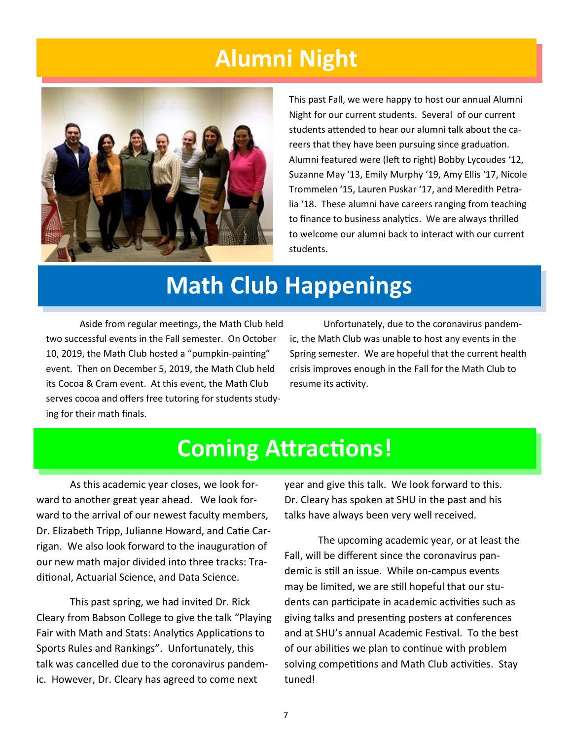# Alumni Night

This past Fall, we were happy to host our annual Alumni Night for our current students. Several of our current students attended to hear our alumni talk about the careers that they have been pursuing since graduation. Alumni featured were (left to right) Bobby Lycoudes '12, Suzanne May '13, Emily Murphy '19, Amy Ellis '17, Nicole Trommelen '15, Lauren Puskar '17, and Meredith Petralia '18. These alumni have careers ranging from teaching to finance to business analytics. We are always thrilled to welcome our alumni back to interact with our current students.

# Math Club Happenings

Aside from regular meetings, the Math Club held two successful events in the Fall semester. On October 10, 2019, the Math Club hosted a "pumpkin-painting" event. Then on December 5, 2019, the Math Club held its Cocoa & Cram event. At this event, the Math Club serves cocoa and offers free tutoring for students studying for their math finals.

Unfortunately, due to the coronavirus pandemic, the Math Club was unable to host any events in the Spring semester. We are hopeful that the current health crisis improves enough in the Fall for the Math Club to resume its activity.

# Coming Attractions!

As this academic year closes, we look forward to another great year ahead. We look forward to the arrival of our newest faculty members, Dr. Elizabeth Tripp, Julianne Howard, and Catie Carrigan. We also look forward to the inauguration of our new math major divided into three tracks: Traditional, Actuarial Science, and Data Science.

This past spring, we had invited Dr. Rick Cleary from Babson College to give the talk "Playing Fair with Math and Stats: Analytics Applications to Sports Rules and Rankings". Unfortunately, this talk was cancelled due to the coronavirus pandemic. However, Dr. Cleary has agreed to come next year and give this talk. We look forward to this. Dr. Cleary has spoken at SHU in the past and his talks have always been very well received.

The upcoming academic year, or at least the Fall, will be different since the coronavirus pandemic is still an issue. While on-campus events may be limited, we are still hopeful that our students can participate in academic activities such as giving talks and presenting posters at conferences and at SHU's annual Academic Festival. To the best of our abilities we plan to continue with problem solving competitions and Math Club activities. Stay tuned!